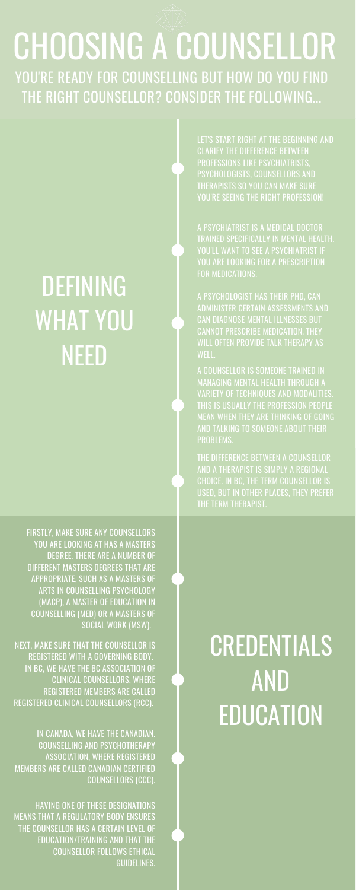# CHOOSING A COUNSELLOR

YOU'RE READY FOR COUNSELLING BUT HOW DO YOU FIND THE RIGHT COUNSELLOR? CONSIDER THE FOLLOWING...

## DEFINING WHAT YOU NEED

LET'S START RIGHT AT THE BEGINNING AND CLARIFY THE DIFFERENCE BETWEEN PROFESSIONS LIKE PSYCHIATRISTS, PSYCHOLOGISTS, COUNSELLORS AND THERAPISTS SO YOU CAN MAKE SURE YOU'RE SEEING THE RIGHT PROFESSION!

A PSYCHIATRIST IS A MEDICAL DOCTOR TRAINED SPECIFICALLY IN MENTAL HEALTH. YOU'LL WANT TO SEE A PSYCHIATRIST IF YOU ARE LOOKING FOR A PRESCRIPTION FOR MEDICATIONS.

A PSYCHOLOGIST HAS THEIR PHD, CAN ADMINISTER CERTAIN ASSESSMENTS AND CAN DIAGNOSE MENTAL ILLNESSES BUT CANNOT PRESCRIBE MEDICATION. THEY WILL OFTEN PROVIDE TALK THERAPY AS WELL.

A COUNSELLOR IS SOMEONE TRAINED IN MANAGING MENTAL HEALTH THROUGH A VARIETY OF TECHNIQUES AND MODALITIES. THIS IS USUALLY THE PROFESSION PEOPLE MEAN WHEN THEY ARE THINKING OF GOING AND TALKING TO SOMEONE ABOUT THEIR PROBLEMS.

THE DIFFERENCE BETWEEN A COUNSELLOR AND A THERAPIST IS SIMPLY A REGIONAL CHOICE. IN BC, THE TERM COUNSELLOR IS USED, BUT IN OTHER PLACES, THEY PREFER THE TERM THERAPIST.

## CREDENTIALS AND EDUCATION

FIRSTLY, MAKE SURE ANY COUNSELLORS YOU ARE LOOKING AT HAS A MASTERS DEGREE. THERE ARE A NUMBER OF DIFFERENT MASTERS DEGREES THAT ARE APPROPRIATE, SUCH AS A MASTERS OF ARTS IN COUNSELLING PSYCHOLOGY (MACP), A MASTER OF EDUCATION IN COUNSELLING (MED) OR A MASTERS OF SOCIAL WORK (MSW).

NEXT, MAKE SURE THAT THE COUNSELLOR IS REGISTERED WITH A GOVERNING BODY. IN BC, WE HAVE THE BC ASSOCIATION OF CLINICAL COUNSELLORS, WHERE REGISTERED MEMBERS ARE CALLED REGISTERED CLINICAL COUNSELLORS (RCC).

IN CANADA, WE HAVE THE CANADIAN. COUNSELLING AND PSYCHOTHERAPY ASSOCIATION, WHERE REGISTERED MEMBERS ARE CALLED CANADIAN CERTIFIED COUNSELLORS (CCC).

HAVING ONE OF THESE DESIGNATIONS MEANS THAT A REGULATORY BODY ENSURES THE COUNSELLOR HAS A CERTAIN LEVEL OF EDUCATION/TRAINING AND THAT THE COUNSELLOR FOLLOWS ETHICAL GUIDELINES.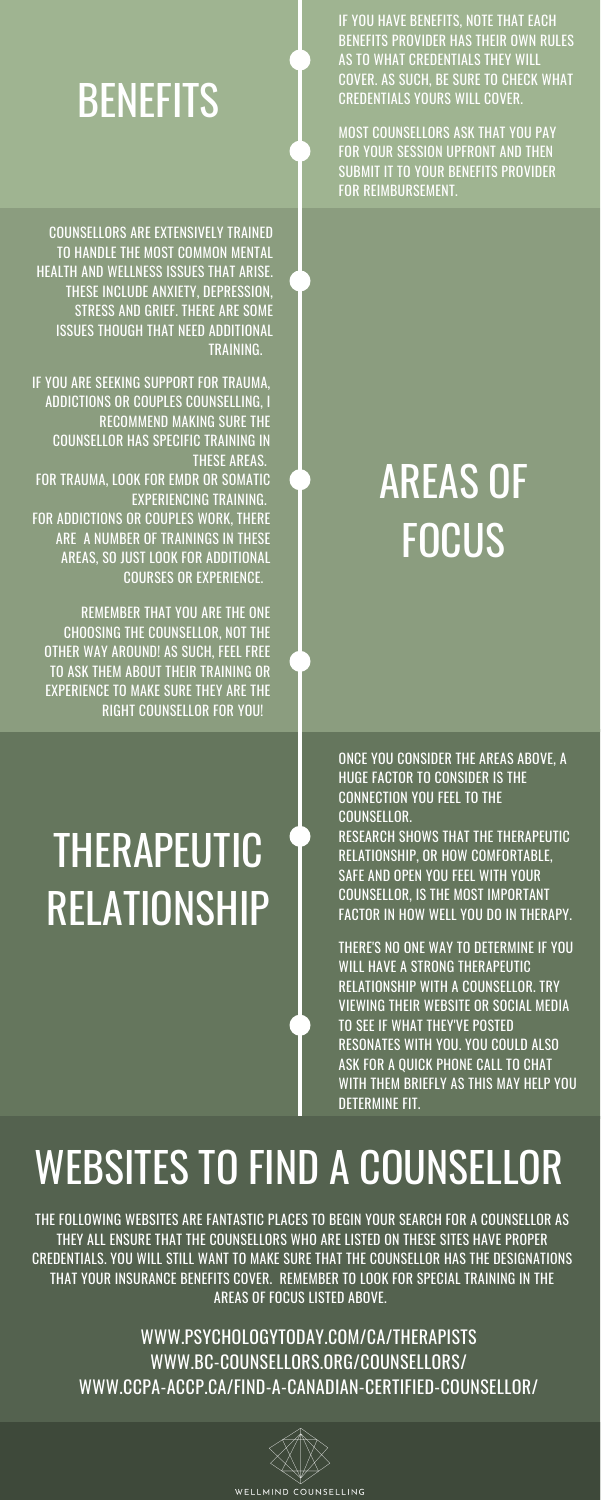# BENEFITS

IF YOU HAVE BENEFITS, NOTE THAT EACH BENEFITS PROVIDER HAS THEIR OWN RULES AS TO WHAT CREDENTIALS THEY WILL COVER. AS SUCH, BE SURE TO CHECK WHAT CREDENTIALS YOURS WILL COVER.

MOST COUNSELLORS ASK THAT YOU PAY FOR YOUR SESSION UPFRONT AND THEN SUBMIT IT TO YOUR BENEFITS PROVIDER FOR REIMBURSEMENT.

# AREAS OF FOCUS

COUNSELLORS ARE EXTENSIVELY TRAINED TO HANDLE THE MOST COMMON MENTAL HEALTH AND WELLNESS ISSUES THAT ARISE. THESE INCLUDE ANXIETY, DEPRESSION, STRESS AND GRIEF. THERE ARE SOME ISSUES THOUGH THAT NEED ADDITIONAL TRAINING.

IF YOU ARE SEEKING SUPPORT FOR TRAUMA, ADDICTIONS OR COUPLES COUNSELLING, I RECOMMEND MAKING SURE THE COUNSELLOR HAS SPECIFIC TRAINING IN THESE AREAS.
FOR TRAUMA, LOOK FOR EMDR OR SOMATIC EXPERIENCING TRAINING.
FOR ADDICTIONS OR COUPLES WORK, THERE ARE A NUMBER OF TRAININGS IN THESE AREAS, SO JUST LOOK FOR ADDITIONAL COURSES OR EXPERIENCE.

REMEMBER THAT YOU ARE THE ONE CHOOSING THE COUNSELLOR, NOT THE OTHER WAY AROUND! AS SUCH, FEEL FREE TO ASK THEM ABOUT THEIR TRAINING OR EXPERIENCE TO MAKE SURE THEY ARE THE RIGHT COUNSELLOR FOR YOU!

# THERAPEUTIC RELATIONSHIP

ONCE YOU CONSIDER THE AREAS ABOVE, A HUGE FACTOR TO CONSIDER IS THE CONNECTION YOU FEEL TO THE COUNSELLOR.
RESEARCH SHOWS THAT THE THERAPEUTIC RELATIONSHIP, OR HOW COMFORTABLE, SAFE AND OPEN YOU FEEL WITH YOUR COUNSELLOR, IS THE MOST IMPORTANT FACTOR IN HOW WELL YOU DO IN THERAPY.

THERE'S NO ONE WAY TO DETERMINE IF YOU WILL HAVE A STRONG THERAPEUTIC RELATIONSHIP WITH A COUNSELLOR. TRY VIEWING THEIR WEBSITE OR SOCIAL MEDIA TO SEE IF WHAT THEY'VE POSTED RESONATES WITH YOU. YOU COULD ALSO ASK FOR A QUICK PHONE CALL TO CHAT WITH THEM BRIEFLY AS THIS MAY HELP YOU DETERMINE FIT.

# WEBSITES TO FIND A COUNSELLOR

THE FOLLOWING WEBSITES ARE FANTASTIC PLACES TO BEGIN YOUR SEARCH FOR A COUNSELLOR AS THEY ALL ENSURE THAT THE COUNSELLORS WHO ARE LISTED ON THESE SITES HAVE PROPER CREDENTIALS. YOU WILL STILL WANT TO MAKE SURE THAT THE COUNSELLOR HAS THE DESIGNATIONS THAT YOUR INSURANCE BENEFITS COVER. REMEMBER TO LOOK FOR SPECIAL TRAINING IN THE AREAS OF FOCUS LISTED ABOVE.

WWW.PSYCHOLOGYTODAY.COM/CA/THERAPISTS
WWW.BC-COUNSELLORS.ORG/COUNSELLORS/
WWW.CCPA-ACCP.CA/FIND-A-CANADIAN-CERTIFIED-COUNSELLOR/

WELLMIND COUNSELLING